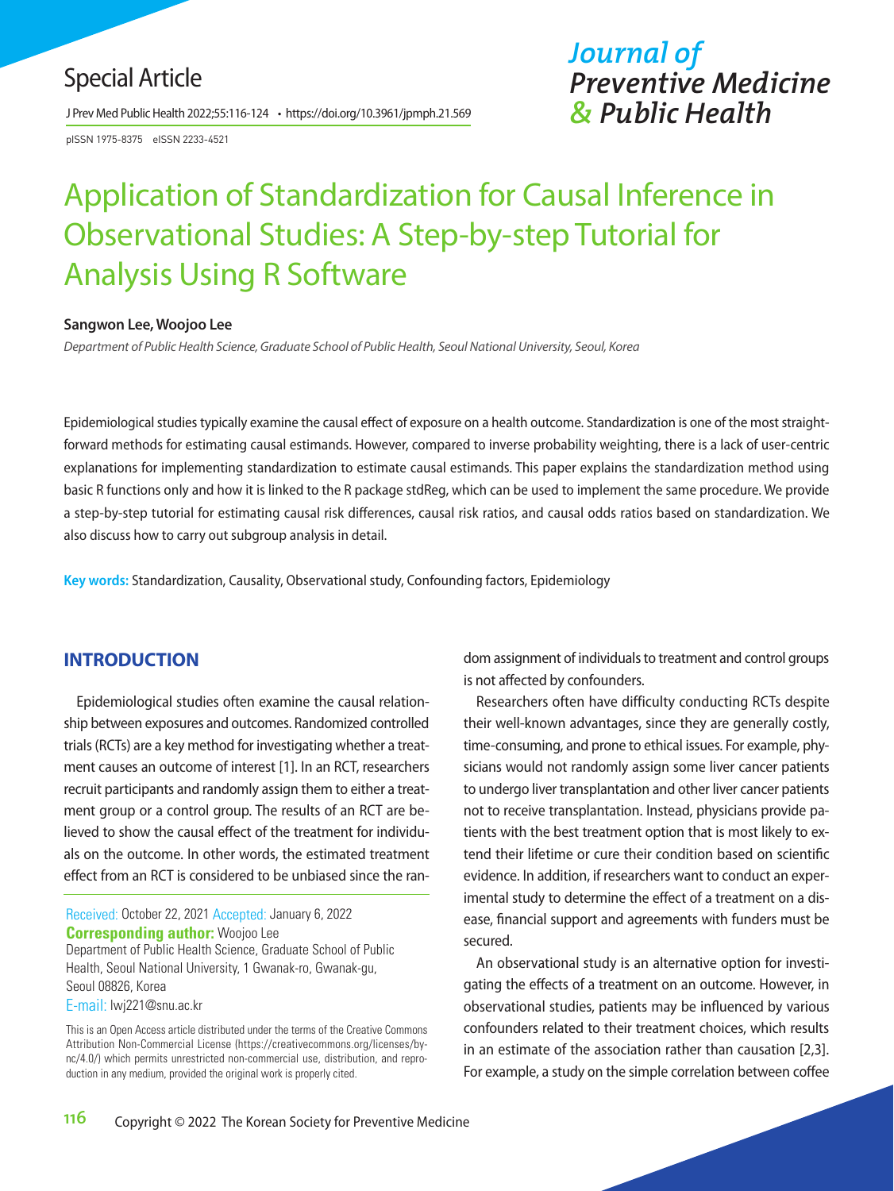Special Article

# Application of Standardization for Causal Inference in Observational Studies: A Step-by-step Tutorial for Analysis Using R Software

**Sangwon Lee, Woojoo Lee**

*Department of Public Health Science, Graduate School of Public Health, Seoul National University, Seoul, Korea*

Epidemiological studies typically examine the causal effect of exposure on a health outcome. Standardization is one of the most straightforward methods for estimating causal estimands. However, compared to inverse probability weighting, there is a lack of user-centric explanations for implementing standardization to estimate causal estimands. This paper explains the standardization method using basic R functions only and how it is linked to the R package stdReg, which can be used to implement the same procedure. We provide a step-by-step tutorial for estimating causal risk differences, causal risk ratios, and causal odds ratios based on standardization. We also discuss how to carry out subgroup analysis in detail.

**Key words:** Standardization, Causality, Observational study, Confounding factors, Epidemiology

## INTRODUCTION

Epidemiological studies often examine the causal relationship between exposures and outcomes. Randomized controlled trials (RCTs) are a key method for investigating whether a treatment causes an outcome of interest [1]. In an RCT, researchers recruit participants and randomly assign them to either a treatment group or a control group. The results of an RCT are believed to show the causal effect of the treatment for individuals on the outcome. In other words, the estimated treatment effect from an RCT is considered to be unbiased since the random assignment of individuals to treatment and control groups is not affected by confounders.

Researchers often have difficulty conducting RCTs despite their well-known advantages, since they are generally costly, time-consuming, and prone to ethical issues. For example, physicians would not randomly assign some liver cancer patients to undergo liver transplantation and other liver cancer patients not to receive transplantation. Instead, physicians provide patients with the best treatment option that is most likely to extend their lifetime or cure their condition based on scientific evidence. In addition, if researchers want to conduct an experimental study to determine the effect of a treatment on a disease, financial support and agreements with funders must be secured.

An observational study is an alternative option for investigating the effects of a treatment on an outcome. However, in observational studies, patients may be influenced by various confounders related to their treatment choices, which results in an estimate of the association rather than causation [2,3]. For example, a study on the simple correlation between coffee

Received: October 22, 2021 Accepted: January 6, 2022
**Corresponding author:** Woojoo Lee
Department of Public Health Science, Graduate School of Public Health, Seoul National University, 1 Gwanak-ro, Gwanak-gu, Seoul 08826, Korea
E-mail: lwj221@snu.ac.kr

This is an Open Access article distributed under the terms of the Creative Commons Attribution Non-Commercial License (https://creativecommons.org/licenses/by-nc/4.0/) which permits unrestricted non-commercial use, distribution, and reproduction in any medium, provided the original work is properly cited.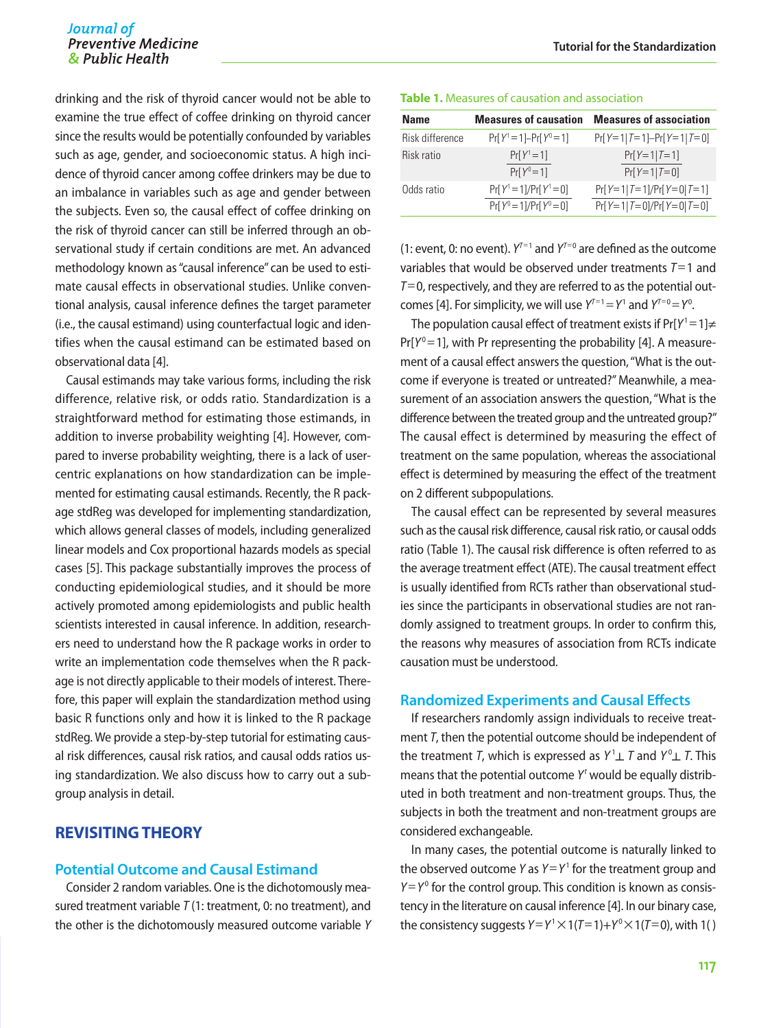drinking and the risk of thyroid cancer would not be able to examine the true effect of coffee drinking on thyroid cancer since the results would be potentially confounded by variables such as age, gender, and socioeconomic status. A high incidence of thyroid cancer among coffee drinkers may be due to an imbalance in variables such as age and gender between the subjects. Even so, the causal effect of coffee drinking on the risk of thyroid cancer can still be inferred through an observational study if certain conditions are met. An advanced methodology known as "causal inference" can be used to estimate causal effects in observational studies. Unlike conventional analysis, causal inference defines the target parameter (i.e., the causal estimand) using counterfactual logic and identifies when the causal estimand can be estimated based on observational data [4].

Causal estimands may take various forms, including the risk difference, relative risk, or odds ratio. Standardization is a straightforward method for estimating those estimands, in addition to inverse probability weighting [4]. However, compared to inverse probability weighting, there is a lack of user-centric explanations on how standardization can be implemented for estimating causal estimands. Recently, the R package stdReg was developed for implementing standardization, which allows general classes of models, including generalized linear models and Cox proportional hazards models as special cases [5]. This package substantially improves the process of conducting epidemiological studies, and it should be more actively promoted among epidemiologists and public health scientists interested in causal inference. In addition, researchers need to understand how the R package works in order to write an implementation code themselves when the R package is not directly applicable to their models of interest. Therefore, this paper will explain the standardization method using basic R functions only and how it is linked to the R package stdReg. We provide a step-by-step tutorial for estimating causal risk differences, causal risk ratios, and causal odds ratios using standardization. We also discuss how to carry out a subgroup analysis in detail.

## REVISITING THEORY

### Potential Outcome and Causal Estimand

Consider 2 random variables. One is the dichotomously measured treatment variable $T$ (1: treatment, 0: no treatment), and the other is the dichotomously measured outcome variable $Y$ (1: event, 0: no event). $Y^{T=1}$ and $Y^{T=0}$ are defined as the outcome variables that would be observed under treatments $T=1$ and $T=0$, respectively, and they are referred to as the potential outcomes [4]. For simplicity, we will use $Y^{T=1}=Y^1$ and $Y^{T=0}=Y^0$.

The population causal effect of treatment exists if $\Pr[Y^1=1]\neq\Pr[Y^0=1]$, with Pr representing the probability [4]. A measurement of a causal effect answers the question, "What is the outcome if everyone is treated or untreated?" Meanwhile, a measurement of an association answers the question, "What is the difference between the treated group and the untreated group?" The causal effect is determined by measuring the effect of treatment on the same population, whereas the associational effect is determined by measuring the effect of the treatment on 2 different subpopulations.

The causal effect can be represented by several measures such as the causal risk difference, causal risk ratio, or causal odds ratio (Table 1). The causal risk difference is often referred to as the average treatment effect (ATE). The causal treatment effect is usually identified from RCTs rather than observational studies since the participants in observational studies are not randomly assigned to treatment groups. In order to confirm this, the reasons why measures of association from RCTs indicate causation must be understood.

**Table 1.** Measures of causation and association

| Name | Measures of causation | Measures of association |
|---|---|---|
| Risk difference | $\Pr[Y^1=1]-\Pr[Y^0=1]$ | $\Pr[Y=1\mid T=1]-\Pr[Y=1\mid T=0]$ |
| Risk ratio | $\dfrac{\Pr[Y^1=1]}{\Pr[Y^0=1]}$ | $\dfrac{\Pr[Y=1\mid T=1]}{\Pr[Y=1\mid T=0]}$ |
| Odds ratio | $\dfrac{\Pr[Y^1=1]/\Pr[Y^1=0]}{\Pr[Y^0=1]/\Pr[Y^0=0]}$ | $\dfrac{\Pr[Y=1\mid T=1]/\Pr[Y=0\mid T=1]}{\Pr[Y=1\mid T=0]/\Pr[Y=0\mid T=0]}$ |

### Randomized Experiments and Causal Effects

If researchers randomly assign individuals to receive treatment $T$, then the potential outcome should be independent of the treatment $T$, which is expressed as $Y^1\perp T$ and $Y^0\perp T$. This means that the potential outcome $Y^t$ would be equally distributed in both treatment and non-treatment groups. Thus, the subjects in both the treatment and non-treatment groups are considered exchangeable.

In many cases, the potential outcome is naturally linked to the observed outcome $Y$ as $Y=Y^1$ for the treatment group and $Y=Y^0$ for the control group. This condition is known as consistency in the literature on causal inference [4]. In our binary case, the consistency suggests $Y=Y^1\times 1(T=1)+Y^0\times 1(T=0)$, with 1( )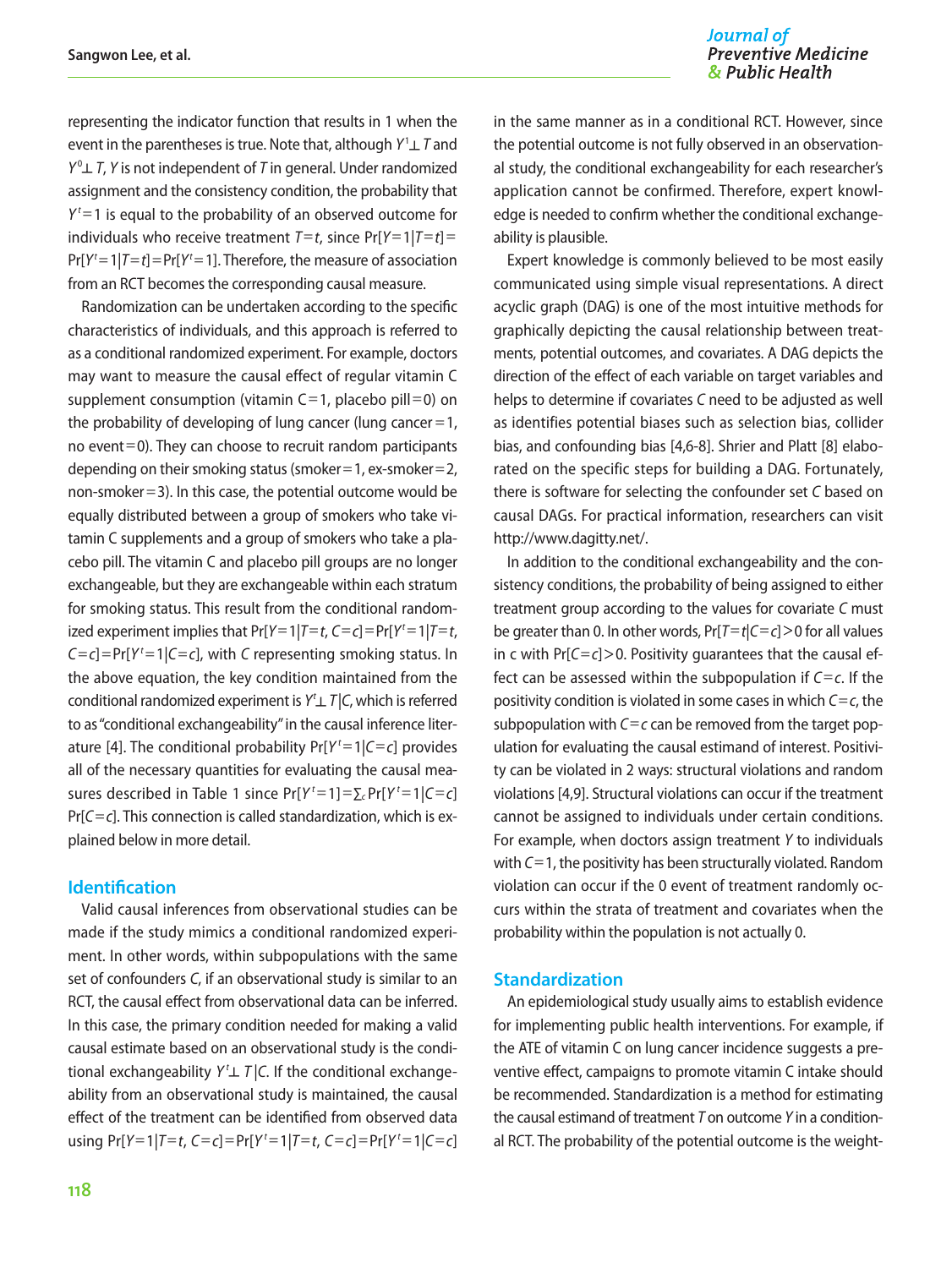representing the indicator function that results in 1 when the event in the parentheses is true. Note that, although $Y^1 \perp T$ and $Y^0 \perp T$, $Y$ is not independent of $T$ in general. Under randomized assignment and the consistency condition, the probability that $Y^t=1$ is equal to the probability of an observed outcome for individuals who receive treatment $T=t$, since $\Pr[Y=1|T=t]=\Pr[Y^t=1|T=t]=\Pr[Y^t=1]$. Therefore, the measure of association from an RCT becomes the corresponding causal measure.

Randomization can be undertaken according to the specific characteristics of individuals, and this approach is referred to as a conditional randomized experiment. For example, doctors may want to measure the causal effect of regular vitamin C supplement consumption (vitamin C=1, placebo pill=0) on the probability of developing of lung cancer (lung cancer=1, no event=0). They can choose to recruit random participants depending on their smoking status (smoker=1, ex-smoker=2, non-smoker=3). In this case, the potential outcome would be equally distributed between a group of smokers who take vitamin C supplements and a group of smokers who take a placebo pill. The vitamin C and placebo pill groups are no longer exchangeable, but they are exchangeable within each stratum for smoking status. This result from the conditional randomized experiment implies that $\Pr[Y=1|T=t, C=c]=\Pr[Y^t=1|T=t, C=c]=\Pr[Y^t=1|C=c]$, with $C$ representing smoking status. In the above equation, the key condition maintained from the conditional randomized experiment is $Y^t \perp T|C$, which is referred to as "conditional exchangeability" in the causal inference literature [4]. The conditional probability $\Pr[Y^t=1|C=c]$ provides all of the necessary quantities for evaluating the causal measures described in Table 1 since $\Pr[Y^t=1]=\sum_c \Pr[Y^t=1|C=c]\Pr[C=c]$. This connection is called standardization, which is explained below in more detail.

## Identification

Valid causal inferences from observational studies can be made if the study mimics a conditional randomized experiment. In other words, within subpopulations with the same set of confounders $C$, if an observational study is similar to an RCT, the causal effect from observational data can be inferred. In this case, the primary condition needed for making a valid causal estimate based on an observational study is the conditional exchangeability $Y^t \perp T|C$. If the conditional exchangeability from an observational study is maintained, the causal effect of the treatment can be identified from observed data using $\Pr[Y=1|T=t, C=c]=\Pr[Y^t=1|T=t, C=c]=\Pr[Y^t=1|C=c]$ in the same manner as in a conditional RCT. However, since the potential outcome is not fully observed in an observational study, the conditional exchangeability for each researcher's application cannot be confirmed. Therefore, expert knowledge is needed to confirm whether the conditional exchangeability is plausible.

Expert knowledge is commonly believed to be most easily communicated using simple visual representations. A direct acyclic graph (DAG) is one of the most intuitive methods for graphically depicting the causal relationship between treatments, potential outcomes, and covariates. A DAG depicts the direction of the effect of each variable on target variables and helps to determine if covariates $C$ need to be adjusted as well as identifies potential biases such as selection bias, collider bias, and confounding bias [4,6-8]. Shrier and Platt [8] elaborated on the specific steps for building a DAG. Fortunately, there is software for selecting the confounder set $C$ based on causal DAGs. For practical information, researchers can visit http://www.dagitty.net/.

In addition to the conditional exchangeability and the consistency conditions, the probability of being assigned to either treatment group according to the values for covariate $C$ must be greater than 0. In other words, $\Pr[T=t|C=c]>0$ for all values in c with $\Pr[C=c]>0$. Positivity guarantees that the causal effect can be assessed within the subpopulation if $C=c$. If the positivity condition is violated in some cases in which $C=c$, the subpopulation with $C=c$ can be removed from the target population for evaluating the causal estimand of interest. Positivity can be violated in 2 ways: structural violations and random violations [4,9]. Structural violations can occur if the treatment cannot be assigned to individuals under certain conditions. For example, when doctors assign treatment $Y$ to individuals with $C=1$, the positivity has been structurally violated. Random violation can occur if the 0 event of treatment randomly occurs within the strata of treatment and covariates when the probability within the population is not actually 0.

## Standardization

An epidemiological study usually aims to establish evidence for implementing public health interventions. For example, if the ATE of vitamin C on lung cancer incidence suggests a preventive effect, campaigns to promote vitamin C intake should be recommended. Standardization is a method for estimating the causal estimand of treatment $T$ on outcome $Y$ in a conditional RCT. The probability of the potential outcome is the weight-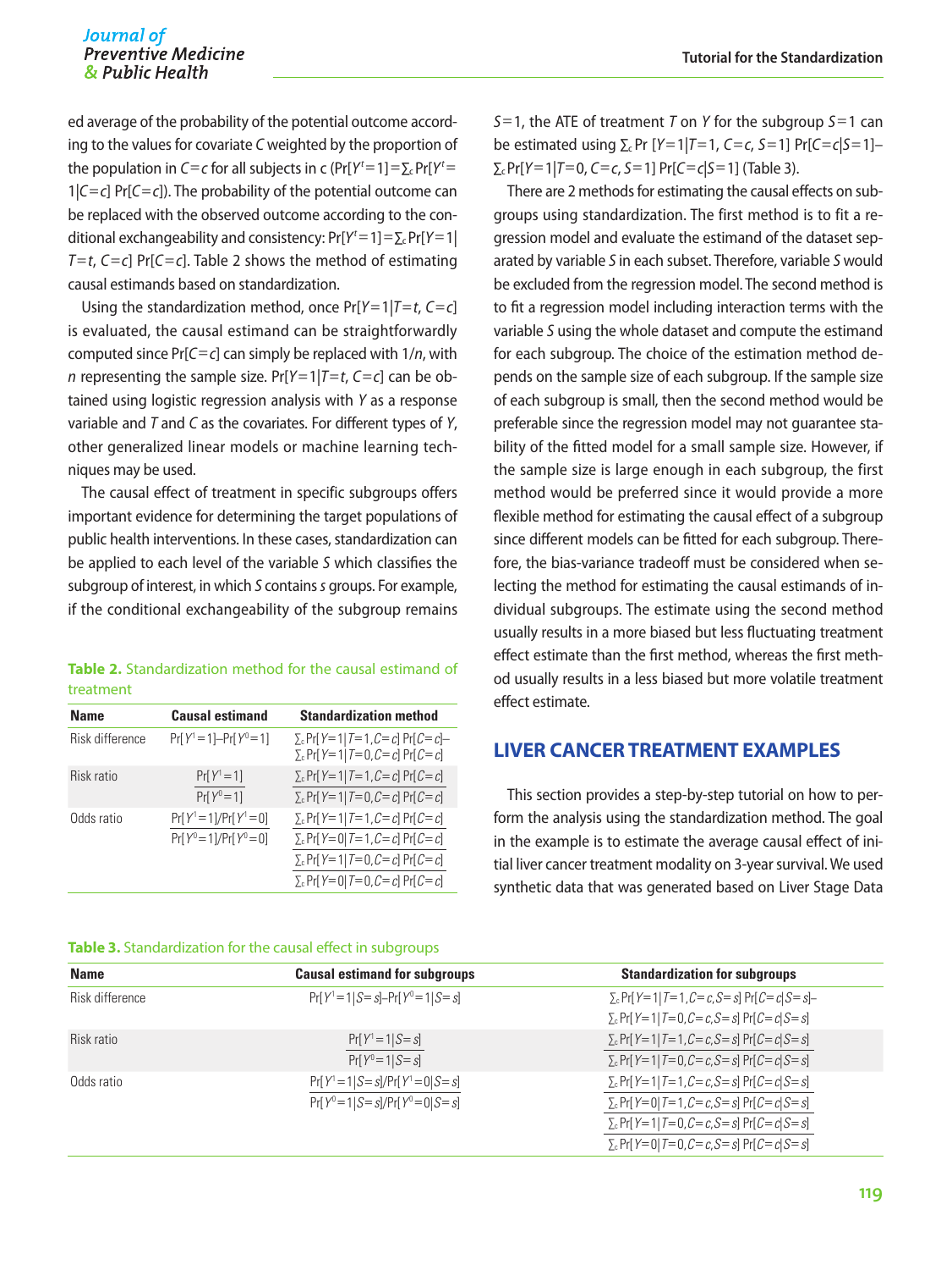ed average of the probability of the potential outcome according to the values for covariate $C$ weighted by the proportion of the population in $C=c$ for all subjects in c ($\Pr[Y^t=1]=\sum_c \Pr[Y^t=1|C=c]\Pr[C=c]$). The probability of the potential outcome can be replaced with the observed outcome according to the conditional exchangeability and consistency: $\Pr[Y^t=1]=\sum_c \Pr[Y=1|T=t, C=c]\Pr[C=c]$. Table 2 shows the method of estimating causal estimands based on standardization.

Using the standardization method, once $\Pr[Y=1|T=t, C=c]$ is evaluated, the causal estimand can be straightforwardly computed since $\Pr[C=c]$ can simply be replaced with $1/n$, with $n$ representing the sample size. $\Pr[Y=1|T=t, C=c]$ can be obtained using logistic regression analysis with $Y$ as a response variable and $T$ and $C$ as the covariates. For different types of $Y$, other generalized linear models or machine learning techniques may be used.

The causal effect of treatment in specific subgroups offers important evidence for determining the target populations of public health interventions. In these cases, standardization can be applied to each level of the variable $S$ which classifies the subgroup of interest, in which $S$ contains $s$ groups. For example, if the conditional exchangeability of the subgroup remains $S=1$, the ATE of treatment $T$ on $Y$ for the subgroup $S=1$ can be estimated using $\sum_c \Pr[Y=1|T=1, C=c, S=1]\Pr[C=c|S=1]-\sum_c \Pr[Y=1|T=0, C=c, S=1]\Pr[C=c|S=1]$ (Table 3).

There are 2 methods for estimating the causal effects on subgroups using standardization. The first method is to fit a regression model and evaluate the estimand of the dataset separated by variable $S$ in each subset. Therefore, variable $S$ would be excluded from the regression model. The second method is to fit a regression model including interaction terms with the variable $S$ using the whole dataset and compute the estimand for each subgroup. The choice of the estimation method depends on the sample size of each subgroup. If the sample size of each subgroup is small, then the second method would be preferable since the regression model may not guarantee stability of the fitted model for a small sample size. However, if the sample size is large enough in each subgroup, the first method would be preferred since it would provide a more flexible method for estimating the causal effect of a subgroup since different models can be fitted for each subgroup. Therefore, the bias-variance tradeoff must be considered when selecting the method for estimating the causal estimands of individual subgroups. The estimate using the second method usually results in a more biased but less fluctuating treatment effect estimate than the first method, whereas the first method usually results in a less biased but more volatile treatment effect estimate.

**Table 2.** Standardization method for the causal estimand of treatment

| Name | Causal estimand | Standardization method |
|---|---|---|
| Risk difference | $\Pr[Y^1=1]-\Pr[Y^0=1]$ | $\sum_c \Pr[Y=1\|T=1, C=c]\Pr[C=c]-\sum_c \Pr[Y=1\|T=0, C=c]\Pr[C=c]$ |
| Risk ratio | $\frac{\Pr[Y^1=1]}{\Pr[Y^0=1]}$ | $\frac{\sum_c \Pr[Y=1\|T=1, C=c]\Pr[C=c]}{\sum_c \Pr[Y=1\|T=0, C=c]\Pr[C=c]}$ |
| Odds ratio | $\frac{\Pr[Y^1=1]/\Pr[Y^1=0]}{\Pr[Y^0=1]/\Pr[Y^0=0]}$ | $\frac{\sum_c \Pr[Y=1\|T=1, C=c]\Pr[C=c] \,/\, \sum_c \Pr[Y=0\|T=1, C=c]\Pr[C=c]}{\sum_c \Pr[Y=1\|T=0, C=c]\Pr[C=c] \,/\, \sum_c \Pr[Y=0\|T=0, C=c]\Pr[C=c]}$ |

**Table 3.** Standardization for the causal effect in subgroups

| Name | Causal estimand for subgroups | Standardization for subgroups |
|---|---|---|
| Risk difference | $\Pr[Y^1=1\|S=s]-\Pr[Y^0=1\|S=s]$ | $\sum_c \Pr[Y=1\|T=1, C=c, S=s]\Pr[C=c\|S=s]-\sum_c \Pr[Y=1\|T=0, C=c, S=s]\Pr[C=c\|S=s]$ |
| Risk ratio | $\frac{\Pr[Y^1=1\|S=s]}{\Pr[Y^0=1\|S=s]}$ | $\frac{\sum_c \Pr[Y=1\|T=1, C=c, S=s]\Pr[C=c\|S=s]}{\sum_c \Pr[Y=1\|T=0, C=c, S=s]\Pr[C=c\|S=s]}$ |
| Odds ratio | $\frac{\Pr[Y^1=1\|S=s]/\Pr[Y^1=0\|S=s]}{\Pr[Y^0=1\|S=s]/\Pr[Y^0=0\|S=s]}$ | $\frac{\sum_c \Pr[Y=1\|T=1, C=c, S=s]\Pr[C=c\|S=s] \,/\, \sum_c \Pr[Y=0\|T=1, C=c, S=s]\Pr[C=c\|S=s]}{\sum_c \Pr[Y=1\|T=0, C=c, S=s]\Pr[C=c\|S=s] \,/\, \sum_c \Pr[Y=0\|T=0, C=c, S=s]\Pr[C=c\|S=s]}$ |

## LIVER CANCER TREATMENT EXAMPLES

This section provides a step-by-step tutorial on how to perform the analysis using the standardization method. The goal in the example is to estimate the average causal effect of initial liver cancer treatment modality on 3-year survival. We used synthetic data that was generated based on Liver Stage Data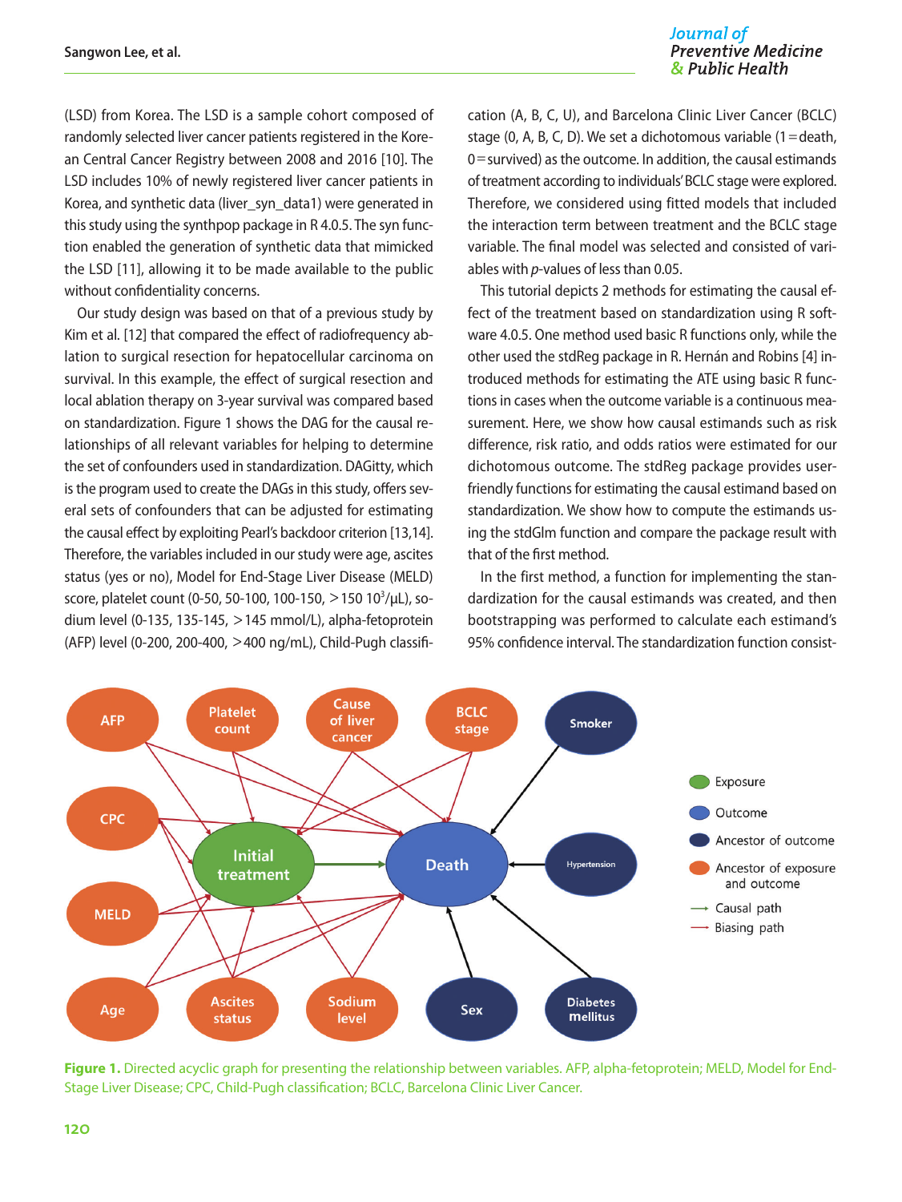(LSD) from Korea. The LSD is a sample cohort composed of randomly selected liver cancer patients registered in the Korean Central Cancer Registry between 2008 and 2016 [10]. The LSD includes 10% of newly registered liver cancer patients in Korea, and synthetic data (liver_syn_data1) were generated in this study using the synthpop package in R 4.0.5. The syn function enabled the generation of synthetic data that mimicked the LSD [11], allowing it to be made available to the public without confidentiality concerns.

Our study design was based on that of a previous study by Kim et al. [12] that compared the effect of radiofrequency ablation to surgical resection for hepatocellular carcinoma on survival. In this example, the effect of surgical resection and local ablation therapy on 3-year survival was compared based on standardization. Figure 1 shows the DAG for the causal relationships of all relevant variables for helping to determine the set of confounders used in standardization. DAGitty, which is the program used to create the DAGs in this study, offers several sets of confounders that can be adjusted for estimating the causal effect by exploiting Pearl's backdoor criterion [13,14]. Therefore, the variables included in our study were age, ascites status (yes or no), Model for End-Stage Liver Disease (MELD) score, platelet count (0-50, 50-100, 100-150, >150 $10^3$/μL), sodium level (0-135, 135-145, >145 mmol/L), alpha-fetoprotein (AFP) level (0-200, 200-400, >400 ng/mL), Child-Pugh classification (A, B, C, U), and Barcelona Clinic Liver Cancer (BCLC) stage (0, A, B, C, D). We set a dichotomous variable (1=death, 0=survived) as the outcome. In addition, the causal estimands of treatment according to individuals' BCLC stage were explored. Therefore, we considered using fitted models that included the interaction term between treatment and the BCLC stage variable. The final model was selected and consisted of variables with *p*-values of less than 0.05.

This tutorial depicts 2 methods for estimating the causal effect of the treatment based on standardization using R software 4.0.5. One method used basic R functions only, while the other used the stdReg package in R. Hernán and Robins [4] introduced methods for estimating the ATE using basic R functions in cases when the outcome variable is a continuous measurement. Here, we show how causal estimands such as risk difference, risk ratio, and odds ratios were estimated for our dichotomous outcome. The stdReg package provides user-friendly functions for estimating the causal estimand based on standardization. We show how to compute the estimands using the stdGlm function and compare the package result with that of the first method.

In the first method, a function for implementing the standardization for the causal estimands was created, and then bootstrapping was performed to calculate each estimand's 95% confidence interval. The standardization function consist-

**Figure 1.** Directed acyclic graph for presenting the relationship between variables. AFP, alpha-fetoprotein; MELD, Model for End-Stage Liver Disease; CPC, Child-Pugh classification; BCLC, Barcelona Clinic Liver Cancer.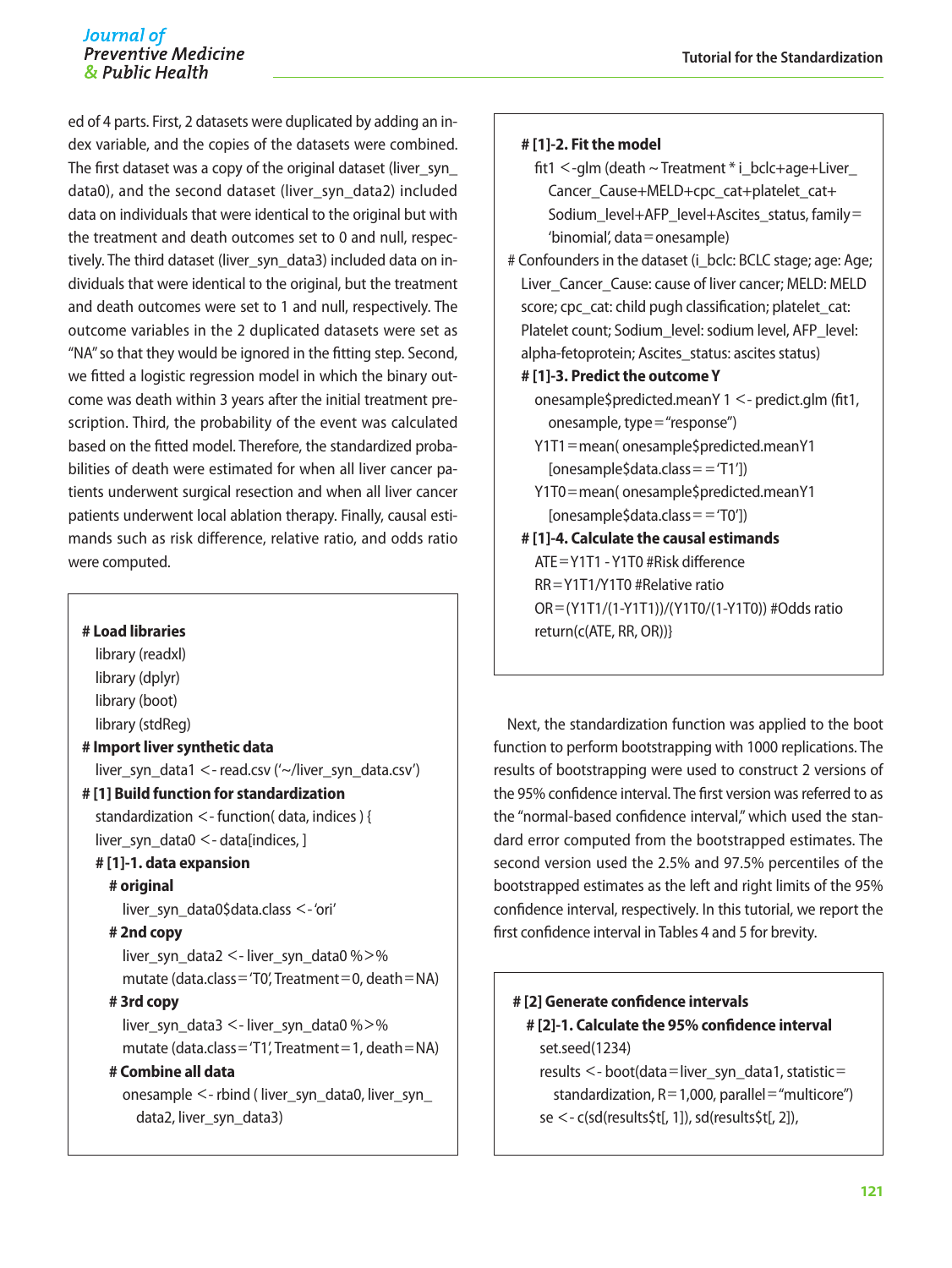ed of 4 parts. First, 2 datasets were duplicated by adding an index variable, and the copies of the datasets were combined. The first dataset was a copy of the original dataset (liver_syn_data0), and the second dataset (liver_syn_data2) included data on individuals that were identical to the original but with the treatment and death outcomes set to 0 and null, respectively. The third dataset (liver_syn_data3) included data on individuals that were identical to the original, but the treatment and death outcomes were set to 1 and null, respectively. The outcome variables in the 2 duplicated datasets were set as "NA" so that they would be ignored in the fitting step. Second, we fitted a logistic regression model in which the binary outcome was death within 3 years after the initial treatment prescription. Third, the probability of the event was calculated based on the fitted model. Therefore, the standardized probabilities of death were estimated for when all liver cancer patients underwent surgical resection and when all liver cancer patients underwent local ablation therapy. Finally, causal estimands such as risk difference, relative ratio, and odds ratio were computed.

```
# Load libraries
  library (readxl)
  library (dplyr)
  library (boot)
  library (stdReg)
# Import liver synthetic data
  liver_syn_data1 <- read.csv ('~/liver_syn_data.csv')
# [1] Build function for standardization
  standardization <- function( data, indices ) {
  liver_syn_data0 <- data[indices, ]
  # [1]-1. data expansion
    # original
      liver_syn_data0$data.class <- 'ori'
    # 2nd copy
      liver_syn_data2 <- liver_syn_data0 %>%
      mutate (data.class='T0', Treatment=0, death=NA)
    # 3rd copy
      liver_syn_data3 <- liver_syn_data0 %>%
      mutate (data.class='T1', Treatment=1, death=NA)
    # Combine all data
      onesample <- rbind ( liver_syn_data0, liver_syn_data2, liver_syn_data3)
  # [1]-2. Fit the model
    fit1 <-glm (death ~ Treatment * i_bclc+age+Liver_Cancer_Cause+MELD+cpc_cat+platelet_cat+Sodium_level+AFP_level+Ascites_status, family='binomial', data=onesample)
# Confounders in the dataset (i_bclc: BCLC stage; age: Age; Liver_Cancer_Cause: cause of liver cancer; MELD: MELD score; cpc_cat: child pugh classification; platelet_cat: Platelet count; Sodium_level: sodium level, AFP_level: alpha-fetoprotein; Ascites_status: ascites status)
  # [1]-3. Predict the outcome Y
    onesample$predicted.meanY 1 <- predict.glm (fit1, onesample, type="response")
    Y1T1=mean( onesample$predicted.meanY1 [onesample$data.class=='T1'])
    Y1T0=mean( onesample$predicted.meanY1 [onesample$data.class=='T0'])
  # [1]-4. Calculate the causal estimands
    ATE=Y1T1 - Y1T0 #Risk difference
    RR=Y1T1/Y1T0 #Relative ratio
    OR=(Y1T1/(1-Y1T1))/(Y1T0/(1-Y1T0)) #Odds ratio
    return(c(ATE, RR, OR))}
```

Next, the standardization function was applied to the boot function to perform bootstrapping with 1000 replications. The results of bootstrapping were used to construct 2 versions of the 95% confidence interval. The first version was referred to as the "normal-based confidence interval," which used the standard error computed from the bootstrapped estimates. The second version used the 2.5% and 97.5% percentiles of the bootstrapped estimates as the left and right limits of the 95% confidence interval, respectively. In this tutorial, we report the first confidence interval in Tables 4 and 5 for brevity.

```
# [2] Generate confidence intervals
  # [2]-1. Calculate the 95% confidence interval
    set.seed(1234)
    results <- boot(data=liver_syn_data1, statistic=standardization, R=1,000, parallel="multicore")
    se <- c(sd(results$t[, 1]), sd(results$t[, 2]),
```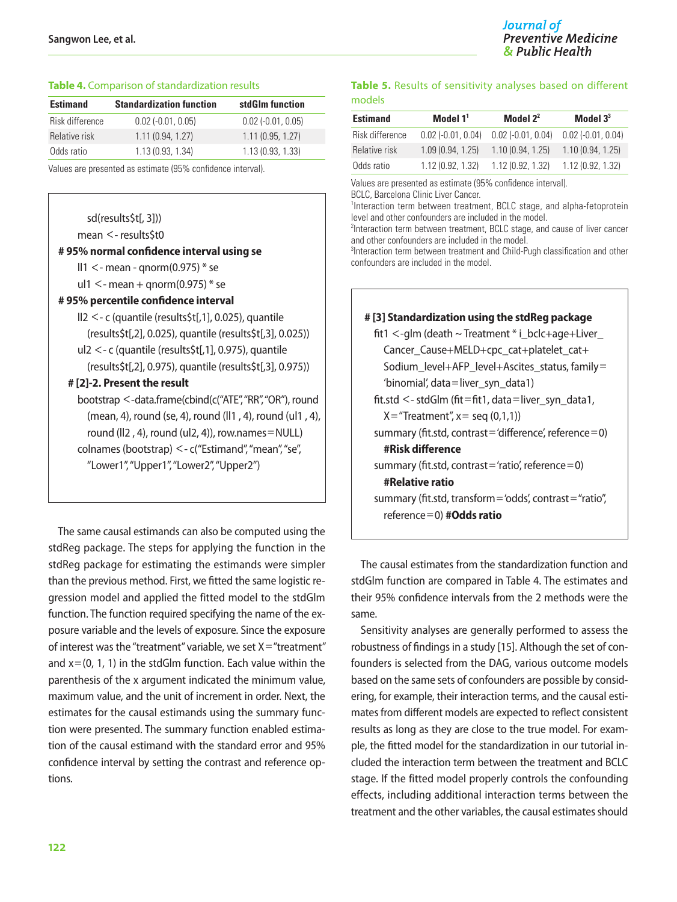**Table 4.** Comparison of standardization results

| Estimand | Standardization function | stdGlm function |
|---|---|---|
| Risk difference | 0.02 (-0.01, 0.05) | 0.02 (-0.01, 0.05) |
| Relative risk | 1.11 (0.94, 1.27) | 1.11 (0.95, 1.27) |
| Odds ratio | 1.13 (0.93, 1.34) | 1.13 (0.93, 1.33) |

Values are presented as estimate (95% confidence interval).

```
    sd(results$t[, 3]))
  mean <- results$t0
# 95% normal confidence interval using se
  ll1 <- mean - qnorm(0.975) * se
  ul1 <- mean + qnorm(0.975) * se
# 95% percentile confidence interval
  ll2 <- c (quantile (results$t[,1], 0.025), quantile
    (results$t[,2], 0.025), quantile (results$t[,3], 0.025))
  ul2 <- c (quantile (results$t[,1], 0.975), quantile
    (results$t[,2], 0.975), quantile (results$t[,3], 0.975))
 # [2]-2. Present the result
  bootstrap <-data.frame(cbind(c("ATE","RR","OR"), round
    (mean, 4), round (se, 4), round (ll1 , 4), round (ul1 , 4),
    round (ll2 , 4), round (ul2, 4)), row.names=NULL)
  colnames (bootstrap) <- c("Estimand", "mean", "se",
    "Lower1", "Upper1", "Lower2", "Upper2")
```

The same causal estimands can also be computed using the stdReg package. The steps for applying the function in the stdReg package for estimating the estimands were simpler than the previous method. First, we fitted the same logistic regression model and applied the fitted model to the stdGlm function. The function required specifying the name of the exposure variable and the levels of exposure. Since the exposure of interest was the "treatment" variable, we set X="treatment" and x=(0, 1, 1) in the stdGlm function. Each value within the parenthesis of the x argument indicated the minimum value, maximum value, and the unit of increment in order. Next, the estimates for the causal estimands using the summary function were presented. The summary function enabled estimation of the causal estimand with the standard error and 95% confidence interval by setting the contrast and reference options.

**Table 5.** Results of sensitivity analyses based on different models

| Estimand | Model 1[1] | Model 2[2] | Model 3[3] |
|---|---|---|---|
| Risk difference | 0.02 (-0.01, 0.04) | 0.02 (-0.01, 0.04) | 0.02 (-0.01, 0.04) |
| Relative risk | 1.09 (0.94, 1.25) | 1.10 (0.94, 1.25) | 1.10 (0.94, 1.25) |
| Odds ratio | 1.12 (0.92, 1.32) | 1.12 (0.92, 1.32) | 1.12 (0.92, 1.32) |

Values are presented as estimate (95% confidence interval).
BCLC, Barcelona Clinic Liver Cancer.
[1]Interaction term between treatment, BCLC stage, and alpha-fetoprotein level and other confounders are included in the model.
[2]Interaction term between treatment, BCLC stage, and cause of liver cancer and other confounders are included in the model.
[3]Interaction term between treatment and Child-Pugh classification and other confounders are included in the model.

```
# [3] Standardization using the stdReg package
  fit1 <-glm (death ~ Treatment * i_bclc+age+Liver_
    Cancer_Cause+MELD+cpc_cat+platelet_cat+
    Sodium_level+AFP_level+Ascites_status, family=
    'binomial', data=liver_syn_data1)
  fit.std <- stdGlm (fit=fit1, data=liver_syn_data1,
    X="Treatment", x= seq (0,1,1))
  summary (fit.std, contrast='difference', reference=0)
    #Risk difference
  summary (fit.std, contrast='ratio', reference=0)
    #Relative ratio
  summary (fit.std, transform='odds', contrast="ratio",
    reference=0) #Odds ratio
```

The causal estimates from the standardization function and stdGlm function are compared in Table 4. The estimates and their 95% confidence intervals from the 2 methods were the same.

Sensitivity analyses are generally performed to assess the robustness of findings in a study [15]. Although the set of confounders is selected from the DAG, various outcome models based on the same sets of confounders are possible by considering, for example, their interaction terms, and the causal estimates from different models are expected to reflect consistent results as long as they are close to the true model. For example, the fitted model for the standardization in our tutorial included the interaction term between the treatment and BCLC stage. If the fitted model properly controls the confounding effects, including additional interaction terms between the treatment and the other variables, the causal estimates should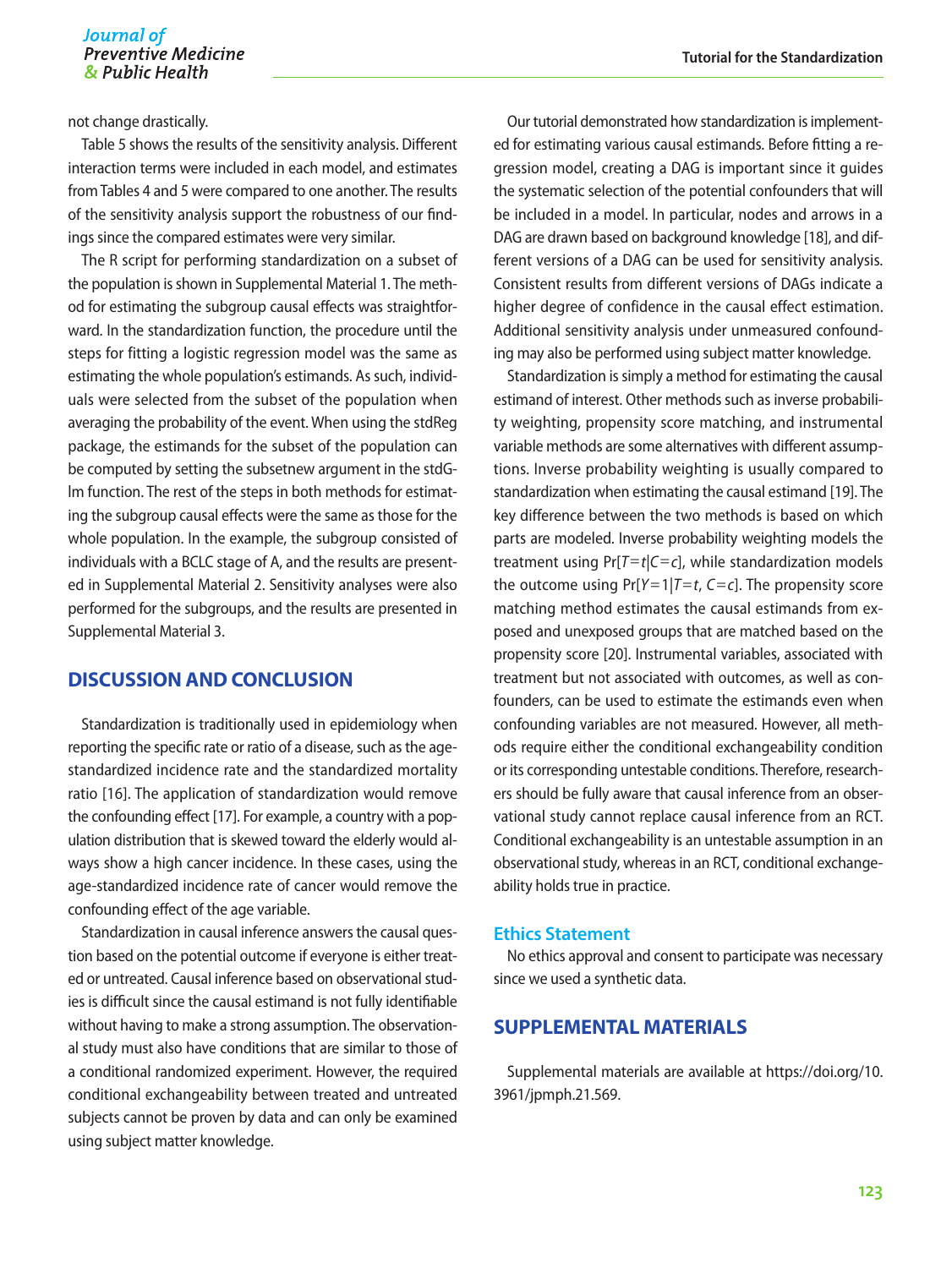not change drastically.

Table 5 shows the results of the sensitivity analysis. Different interaction terms were included in each model, and estimates from Tables 4 and 5 were compared to one another. The results of the sensitivity analysis support the robustness of our findings since the compared estimates were very similar.

The R script for performing standardization on a subset of the population is shown in Supplemental Material 1. The method for estimating the subgroup causal effects was straightforward. In the standardization function, the procedure until the steps for fitting a logistic regression model was the same as estimating the whole population's estimands. As such, individuals were selected from the subset of the population when averaging the probability of the event. When using the stdReg package, the estimands for the subset of the population can be computed by setting the subsetnew argument in the stdGlm function. The rest of the steps in both methods for estimating the subgroup causal effects were the same as those for the whole population. In the example, the subgroup consisted of individuals with a BCLC stage of A, and the results are presented in Supplemental Material 2. Sensitivity analyses were also performed for the subgroups, and the results are presented in Supplemental Material 3.

## DISCUSSION AND CONCLUSION

Standardization is traditionally used in epidemiology when reporting the specific rate or ratio of a disease, such as the age-standardized incidence rate and the standardized mortality ratio [16]. The application of standardization would remove the confounding effect [17]. For example, a country with a population distribution that is skewed toward the elderly would always show a high cancer incidence. In these cases, using the age-standardized incidence rate of cancer would remove the confounding effect of the age variable.

Standardization in causal inference answers the causal question based on the potential outcome if everyone is either treated or untreated. Causal inference based on observational studies is difficult since the causal estimand is not fully identifiable without having to make a strong assumption. The observational study must also have conditions that are similar to those of a conditional randomized experiment. However, the required conditional exchangeability between treated and untreated subjects cannot be proven by data and can only be examined using subject matter knowledge.

Our tutorial demonstrated how standardization is implemented for estimating various causal estimands. Before fitting a regression model, creating a DAG is important since it guides the systematic selection of the potential confounders that will be included in a model. In particular, nodes and arrows in a DAG are drawn based on background knowledge [18], and different versions of a DAG can be used for sensitivity analysis. Consistent results from different versions of DAGs indicate a higher degree of confidence in the causal effect estimation. Additional sensitivity analysis under unmeasured confounding may also be performed using subject matter knowledge.

Standardization is simply a method for estimating the causal estimand of interest. Other methods such as inverse probability weighting, propensity score matching, and instrumental variable methods are some alternatives with different assumptions. Inverse probability weighting is usually compared to standardization when estimating the causal estimand [19]. The key difference between the two methods is based on which parts are modeled. Inverse probability weighting models the treatment using $\Pr[T=t|C=c]$, while standardization models the outcome using $\Pr[Y=1|T=t, C=c]$. The propensity score matching method estimates the causal estimands from exposed and unexposed groups that are matched based on the propensity score [20]. Instrumental variables, associated with treatment but not associated with outcomes, as well as confounders, can be used to estimate the estimands even when confounding variables are not measured. However, all methods require either the conditional exchangeability condition or its corresponding untestable conditions. Therefore, researchers should be fully aware that causal inference from an observational study cannot replace causal inference from an RCT. Conditional exchangeability is an untestable assumption in an observational study, whereas in an RCT, conditional exchangeability holds true in practice.

### Ethics Statement

No ethics approval and consent to participate was necessary since we used a synthetic data.

## SUPPLEMENTAL MATERIALS

Supplemental materials are available at https://doi.org/10.3961/jpmph.21.569.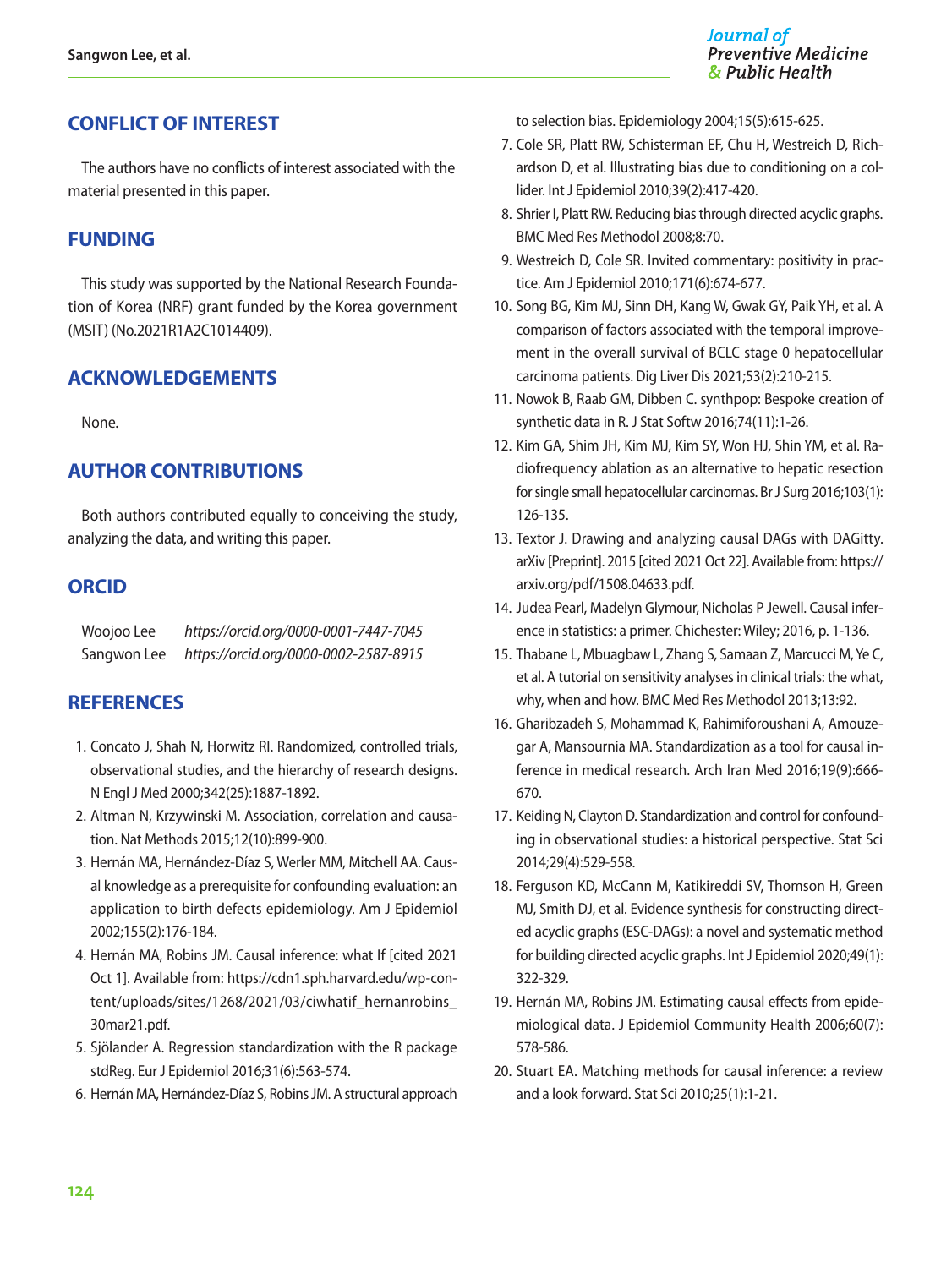## CONFLICT OF INTEREST

The authors have no conflicts of interest associated with the material presented in this paper.

## FUNDING

This study was supported by the National Research Foundation of Korea (NRF) grant funded by the Korea government (MSIT) (No.2021R1A2C1014409).

## ACKNOWLEDGEMENTS

None.

## AUTHOR CONTRIBUTIONS

Both authors contributed equally to conceiving the study, analyzing the data, and writing this paper.

## ORCID

Woojoo Lee *https://orcid.org/0000-0001-7447-7045*
Sangwon Lee *https://orcid.org/0000-0002-2587-8915*

## REFERENCES

1. Concato J, Shah N, Horwitz RI. Randomized, controlled trials, observational studies, and the hierarchy of research designs. N Engl J Med 2000;342(25):1887-1892.
2. Altman N, Krzywinski M. Association, correlation and causation. Nat Methods 2015;12(10):899-900.
3. Hernán MA, Hernández-Díaz S, Werler MM, Mitchell AA. Causal knowledge as a prerequisite for confounding evaluation: an application to birth defects epidemiology. Am J Epidemiol 2002;155(2):176-184.
4. Hernán MA, Robins JM. Causal inference: what If [cited 2021 Oct 1]. Available from: https://cdn1.sph.harvard.edu/wp-content/uploads/sites/1268/2021/03/ciwhatif_hernanrobins_30mar21.pdf.
5. Sjölander A. Regression standardization with the R package stdReg. Eur J Epidemiol 2016;31(6):563-574.
6. Hernán MA, Hernández-Díaz S, Robins JM. A structural approach to selection bias. Epidemiology 2004;15(5):615-625.
7. Cole SR, Platt RW, Schisterman EF, Chu H, Westreich D, Richardson D, et al. Illustrating bias due to conditioning on a collider. Int J Epidemiol 2010;39(2):417-420.
8. Shrier I, Platt RW. Reducing bias through directed acyclic graphs. BMC Med Res Methodol 2008;8:70.
9. Westreich D, Cole SR. Invited commentary: positivity in practice. Am J Epidemiol 2010;171(6):674-677.
10. Song BG, Kim MJ, Sinn DH, Kang W, Gwak GY, Paik YH, et al. A comparison of factors associated with the temporal improvement in the overall survival of BCLC stage 0 hepatocellular carcinoma patients. Dig Liver Dis 2021;53(2):210-215.
11. Nowok B, Raab GM, Dibben C. synthpop: Bespoke creation of synthetic data in R. J Stat Softw 2016;74(11):1-26.
12. Kim GA, Shim JH, Kim MJ, Kim SY, Won HJ, Shin YM, et al. Radiofrequency ablation as an alternative to hepatic resection for single small hepatocellular carcinomas. Br J Surg 2016;103(1):126-135.
13. Textor J. Drawing and analyzing causal DAGs with DAGitty. arXiv [Preprint]. 2015 [cited 2021 Oct 22]. Available from: https://arxiv.org/pdf/1508.04633.pdf.
14. Judea Pearl, Madelyn Glymour, Nicholas P Jewell. Causal inference in statistics: a primer. Chichester: Wiley; 2016, p. 1-136.
15. Thabane L, Mbuagbaw L, Zhang S, Samaan Z, Marcucci M, Ye C, et al. A tutorial on sensitivity analyses in clinical trials: the what, why, when and how. BMC Med Res Methodol 2013;13:92.
16. Gharibzadeh S, Mohammad K, Rahimiforoushani A, Amouzegar A, Mansournia MA. Standardization as a tool for causal inference in medical research. Arch Iran Med 2016;19(9):666-670.
17. Keiding N, Clayton D. Standardization and control for confounding in observational studies: a historical perspective. Stat Sci 2014;29(4):529-558.
18. Ferguson KD, McCann M, Katikireddi SV, Thomson H, Green MJ, Smith DJ, et al. Evidence synthesis for constructing directed acyclic graphs (ESC-DAGs): a novel and systematic method for building directed acyclic graphs. Int J Epidemiol 2020;49(1):322-329.
19. Hernán MA, Robins JM. Estimating causal effects from epidemiological data. J Epidemiol Community Health 2006;60(7):578-586.
20. Stuart EA. Matching methods for causal inference: a review and a look forward. Stat Sci 2010;25(1):1-21.